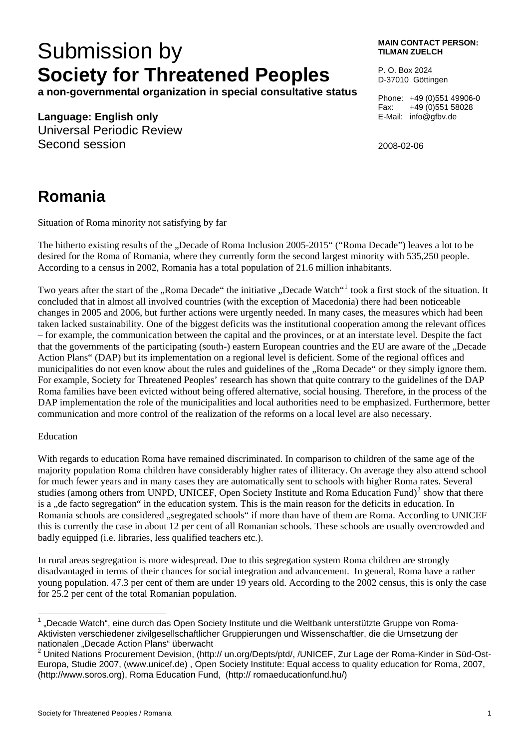# Submission by
# **Society for Threatened Peoples**

**a non-governmental organization in special consultative status**

**Language: English only**
Universal Periodic Review
Second session

**MAIN CONTACT PERSON:**
**TILMAN ZUELCH**

P. O. Box 2024
D-37010 Göttingen

Phone: +49 (0)551 49906-0
Fax: +49 (0)551 58028
E-Mail: info@gfbv.de

2008-02-06

## Romania

Situation of Roma minority not satisfying by far

The hitherto existing results of the „Decade of Roma Inclusion 2005-2015“ (“Roma Decade”) leaves a lot to be desired for the Roma of Romania, where they currently form the second largest minority with 535,250 people. According to a census in 2002, Romania has a total population of 21.6 million inhabitants.

Two years after the start of the „Roma Decade“ the initiative „Decade Watch“[1] took a first stock of the situation. It concluded that in almost all involved countries (with the exception of Macedonia) there had been noticeable changes in 2005 and 2006, but further actions were urgently needed. In many cases, the measures which had been taken lacked sustainability. One of the biggest deficits was the institutional cooperation among the relevant offices – for example, the communication between the capital and the provinces, or at an interstate level. Despite the fact that the governments of the participating (south-) eastern European countries and the EU are aware of the „Decade Action Plans“ (DAP) but its implementation on a regional level is deficient. Some of the regional offices and municipalities do not even know about the rules and guidelines of the „Roma Decade“ or they simply ignore them. For example, Society for Threatened Peoples’ research has shown that quite contrary to the guidelines of the DAP Roma families have been evicted without being offered alternative, social housing. Therefore, in the process of the DAP implementation the role of the municipalities and local authorities need to be emphasized. Furthermore, better communication and more control of the realization of the reforms on a local level are also necessary.

Education

With regards to education Roma have remained discriminated. In comparison to children of the same age of the majority population Roma children have considerably higher rates of illiteracy. On average they also attend school for much fewer years and in many cases they are automatically sent to schools with higher Roma rates. Several studies (among others from UNPD, UNICEF, Open Society Institute and Roma Education Fund)[2] show that there is a „de facto segregation“ in the education system. This is the main reason for the deficits in education. In Romania schools are considered „segregated schools“ if more than have of them are Roma. According to UNICEF this is currently the case in about 12 per cent of all Romanian schools. These schools are usually overcrowded and badly equipped (i.e. libraries, less qualified teachers etc.).

In rural areas segregation is more widespread. Due to this segregation system Roma children are strongly disadvantaged in terms of their chances for social integration and advancement. In general, Roma have a rather young population. 47.3 per cent of them are under 19 years old. According to the 2002 census, this is only the case for 25.2 per cent of the total Romanian population.

---

[1] „Decade Watch“, eine durch das Open Society Institute und die Weltbank unterstützte Gruppe von Roma-Aktivisten verschiedener zivilgesellschaftlicher Gruppierungen und Wissenschaftler, die die Umsetzung der nationalen „Decade Action Plans“ überwacht

[2] United Nations Procurement Devision, (http:// un.org/Depts/ptd/, /UNICEF, Zur Lage der Roma-Kinder in Süd-Ost-Europa, Studie 2007, (www.unicef.de) , Open Society Institute: Equal access to quality education for Roma, 2007, (http://www.soros.org), Roma Education Fund, (http:// romaeducationfund.hu/)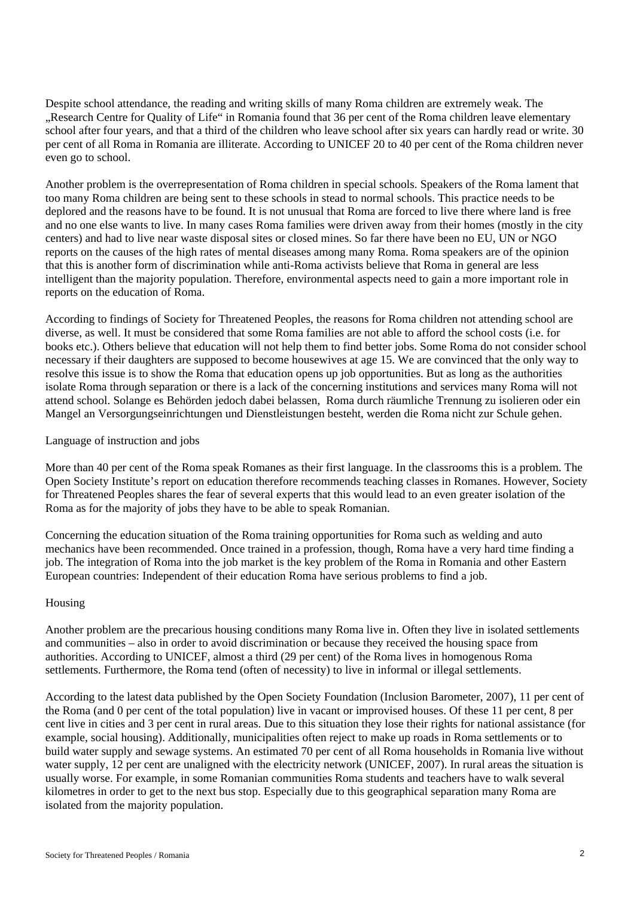Despite school attendance, the reading and writing skills of many Roma children are extremely weak. The „Research Centre for Quality of Life" in Romania found that 36 per cent of the Roma children leave elementary school after four years, and that a third of the children who leave school after six years can hardly read or write. 30 per cent of all Roma in Romania are illiterate. According to UNICEF 20 to 40 per cent of the Roma children never even go to school.

Another problem is the overrepresentation of Roma children in special schools. Speakers of the Roma lament that too many Roma children are being sent to these schools in stead to normal schools. This practice needs to be deplored and the reasons have to be found. It is not unusual that Roma are forced to live there where land is free and no one else wants to live. In many cases Roma families were driven away from their homes (mostly in the city centers) and had to live near waste disposal sites or closed mines. So far there have been no EU, UN or NGO reports on the causes of the high rates of mental diseases among many Roma. Roma speakers are of the opinion that this is another form of discrimination while anti-Roma activists believe that Roma in general are less intelligent than the majority population. Therefore, environmental aspects need to gain a more important role in reports on the education of Roma.

According to findings of Society for Threatened Peoples, the reasons for Roma children not attending school are diverse, as well. It must be considered that some Roma families are not able to afford the school costs (i.e. for books etc.). Others believe that education will not help them to find better jobs. Some Roma do not consider school necessary if their daughters are supposed to become housewives at age 15. We are convinced that the only way to resolve this issue is to show the Roma that education opens up job opportunities. But as long as the authorities isolate Roma through separation or there is a lack of the concerning institutions and services many Roma will not attend school. Solange es Behörden jedoch dabei belassen, Roma durch räumliche Trennung zu isolieren oder ein Mangel an Versorgungseinrichtungen und Dienstleistungen besteht, werden die Roma nicht zur Schule gehen.

## Language of instruction and jobs

More than 40 per cent of the Roma speak Romanes as their first language. In the classrooms this is a problem. The Open Society Institute's report on education therefore recommends teaching classes in Romanes. However, Society for Threatened Peoples shares the fear of several experts that this would lead to an even greater isolation of the Roma as for the majority of jobs they have to be able to speak Romanian.

Concerning the education situation of the Roma training opportunities for Roma such as welding and auto mechanics have been recommended. Once trained in a profession, though, Roma have a very hard time finding a job. The integration of Roma into the job market is the key problem of the Roma in Romania and other Eastern European countries: Independent of their education Roma have serious problems to find a job.

## Housing

Another problem are the precarious housing conditions many Roma live in. Often they live in isolated settlements and communities – also in order to avoid discrimination or because they received the housing space from authorities. According to UNICEF, almost a third (29 per cent) of the Roma lives in homogenous Roma settlements. Furthermore, the Roma tend (often of necessity) to live in informal or illegal settlements.

According to the latest data published by the Open Society Foundation (Inclusion Barometer, 2007), 11 per cent of the Roma (and 0 per cent of the total population) live in vacant or improvised houses. Of these 11 per cent, 8 per cent live in cities and 3 per cent in rural areas. Due to this situation they lose their rights for national assistance (for example, social housing). Additionally, municipalities often reject to make up roads in Roma settlements or to build water supply and sewage systems. An estimated 70 per cent of all Roma households in Romania live without water supply, 12 per cent are unaligned with the electricity network (UNICEF, 2007). In rural areas the situation is usually worse. For example, in some Romanian communities Roma students and teachers have to walk several kilometres in order to get to the next bus stop. Especially due to this geographical separation many Roma are isolated from the majority population.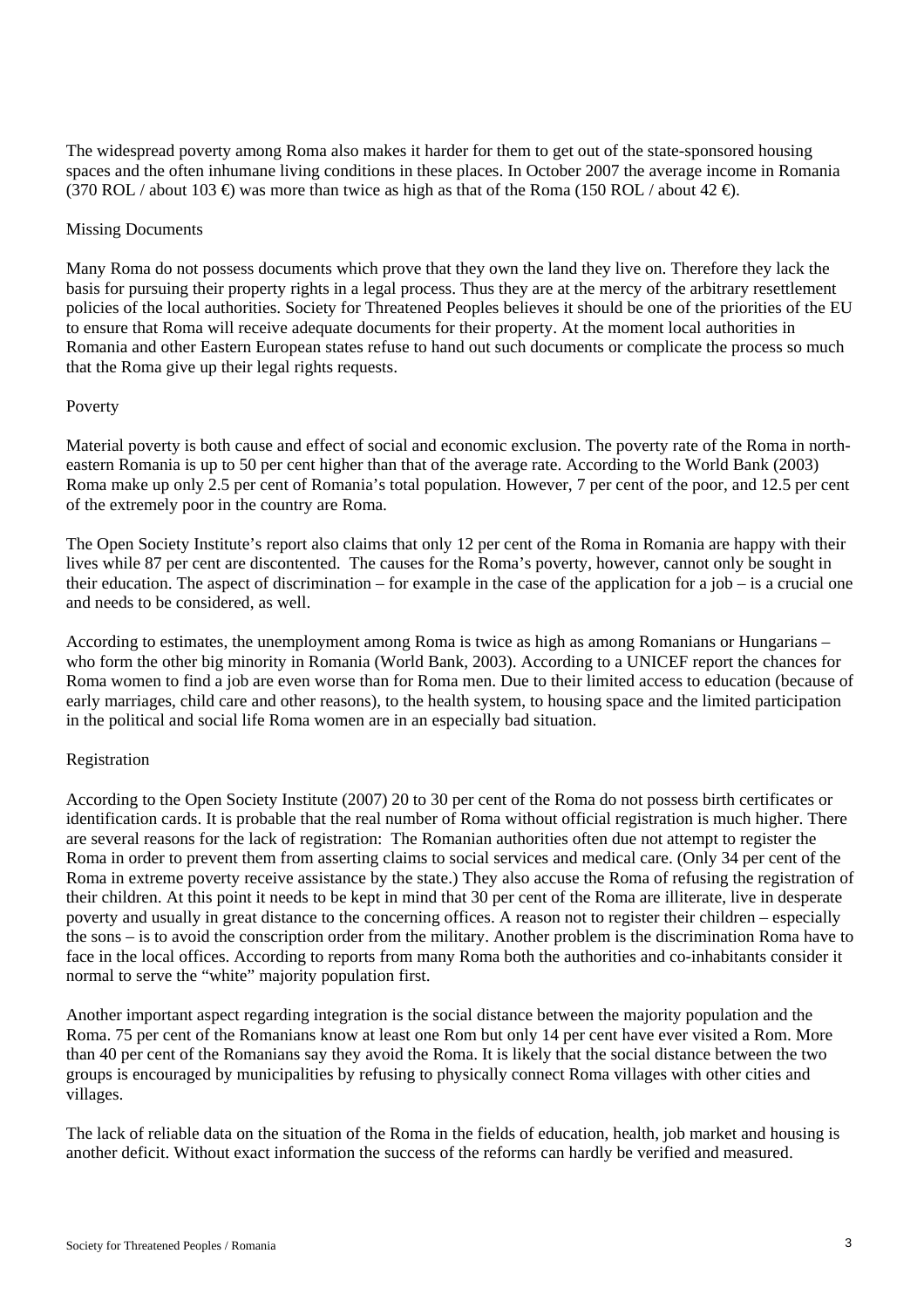The widespread poverty among Roma also makes it harder for them to get out of the state-sponsored housing spaces and the often inhumane living conditions in these places. In October 2007 the average income in Romania (370 ROL / about 103 €) was more than twice as high as that of the Roma (150 ROL / about 42 €).

## Missing Documents

Many Roma do not possess documents which prove that they own the land they live on. Therefore they lack the basis for pursuing their property rights in a legal process. Thus they are at the mercy of the arbitrary resettlement policies of the local authorities. Society for Threatened Peoples believes it should be one of the priorities of the EU to ensure that Roma will receive adequate documents for their property. At the moment local authorities in Romania and other Eastern European states refuse to hand out such documents or complicate the process so much that the Roma give up their legal rights requests.

## Poverty

Material poverty is both cause and effect of social and economic exclusion. The poverty rate of the Roma in north-eastern Romania is up to 50 per cent higher than that of the average rate. According to the World Bank (2003) Roma make up only 2.5 per cent of Romania's total population. However, 7 per cent of the poor, and 12.5 per cent of the extremely poor in the country are Roma.

The Open Society Institute's report also claims that only 12 per cent of the Roma in Romania are happy with their lives while 87 per cent are discontented. The causes for the Roma's poverty, however, cannot only be sought in their education. The aspect of discrimination – for example in the case of the application for a job – is a crucial one and needs to be considered, as well.

According to estimates, the unemployment among Roma is twice as high as among Romanians or Hungarians – who form the other big minority in Romania (World Bank, 2003). According to a UNICEF report the chances for Roma women to find a job are even worse than for Roma men. Due to their limited access to education (because of early marriages, child care and other reasons), to the health system, to housing space and the limited participation in the political and social life Roma women are in an especially bad situation.

## Registration

According to the Open Society Institute (2007) 20 to 30 per cent of the Roma do not possess birth certificates or identification cards. It is probable that the real number of Roma without official registration is much higher. There are several reasons for the lack of registration: The Romanian authorities often due not attempt to register the Roma in order to prevent them from asserting claims to social services and medical care. (Only 34 per cent of the Roma in extreme poverty receive assistance by the state.) They also accuse the Roma of refusing the registration of their children. At this point it needs to be kept in mind that 30 per cent of the Roma are illiterate, live in desperate poverty and usually in great distance to the concerning offices. A reason not to register their children – especially the sons – is to avoid the conscription order from the military. Another problem is the discrimination Roma have to face in the local offices. According to reports from many Roma both the authorities and co-inhabitants consider it normal to serve the "white" majority population first.

Another important aspect regarding integration is the social distance between the majority population and the Roma. 75 per cent of the Romanians know at least one Rom but only 14 per cent have ever visited a Rom. More than 40 per cent of the Romanians say they avoid the Roma. It is likely that the social distance between the two groups is encouraged by municipalities by refusing to physically connect Roma villages with other cities and villages.

The lack of reliable data on the situation of the Roma in the fields of education, health, job market and housing is another deficit. Without exact information the success of the reforms can hardly be verified and measured.